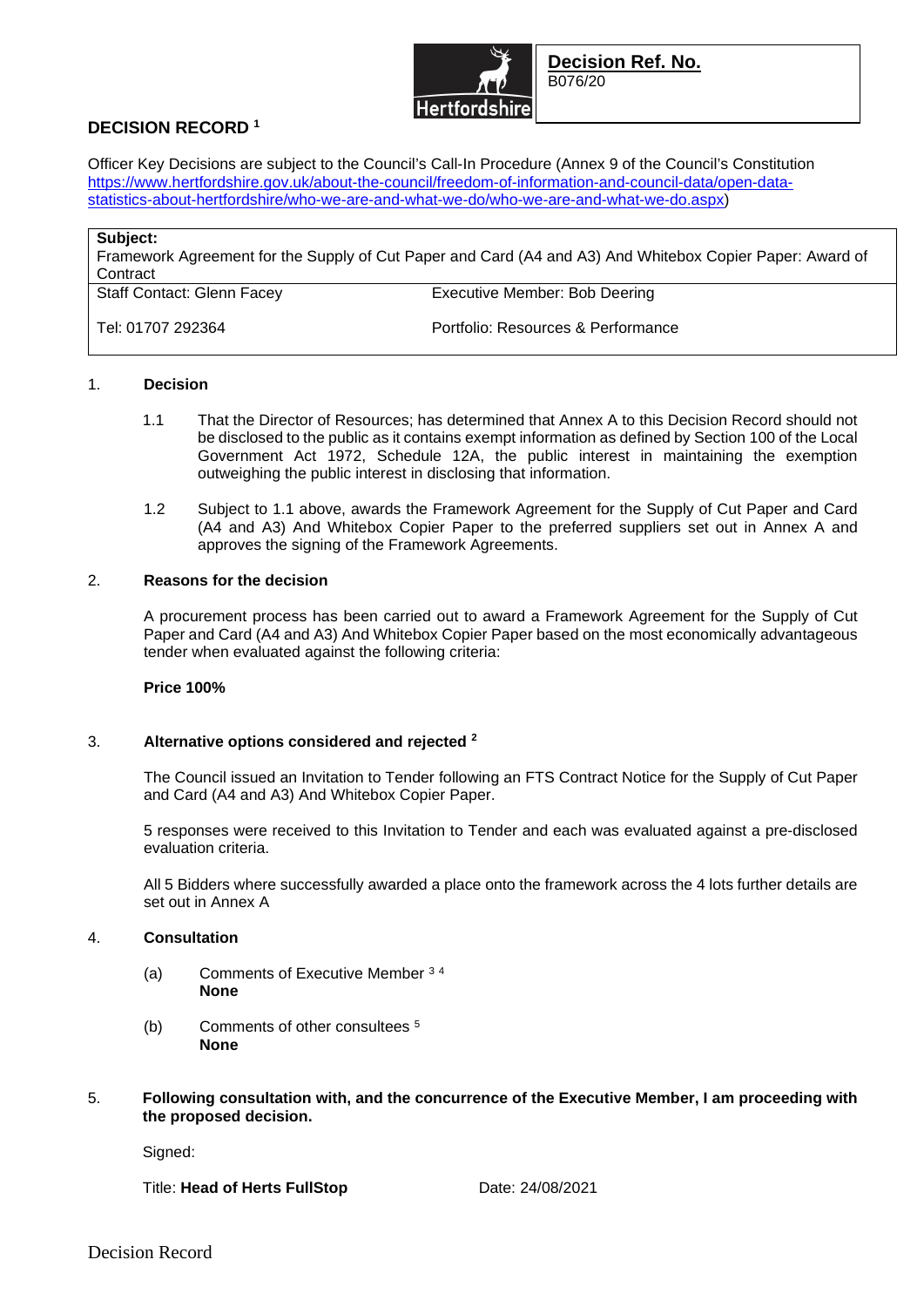**Decision Ref. No.**
B076/20

## DECISION RECORD [1]

Officer Key Decisions are subject to the Council's Call-In Procedure (Annex 9 of the Council's Constitution https://www.hertfordshire.gov.uk/about-the-council/freedom-of-information-and-council-data/open-data-statistics-about-hertfordshire/who-we-are-and-what-we-do/who-we-are-and-what-we-do.aspx)

| **Subject:** Framework Agreement for the Supply of Cut Paper and Card (A4 and A3) And Whitebox Copier Paper: Award of Contract | |
|---|---|
| Staff Contact: Glenn Facey | Executive Member: Bob Deering |
| Tel: 01707 292364 | Portfolio: Resources & Performance |

### 1. Decision

1.1 That the Director of Resources; has determined that Annex A to this Decision Record should not be disclosed to the public as it contains exempt information as defined by Section 100 of the Local Government Act 1972, Schedule 12A, the public interest in maintaining the exemption outweighing the public interest in disclosing that information.

1.2 Subject to 1.1 above, awards the Framework Agreement for the Supply of Cut Paper and Card (A4 and A3) And Whitebox Copier Paper to the preferred suppliers set out in Annex A and approves the signing of the Framework Agreements.

### 2. Reasons for the decision

A procurement process has been carried out to award a Framework Agreement for the Supply of Cut Paper and Card (A4 and A3) And Whitebox Copier Paper based on the most economically advantageous tender when evaluated against the following criteria:

**Price 100%**

### 3. Alternative options considered and rejected [2]

The Council issued an Invitation to Tender following an FTS Contract Notice for the Supply of Cut Paper and Card (A4 and A3) And Whitebox Copier Paper.

5 responses were received to this Invitation to Tender and each was evaluated against a pre-disclosed evaluation criteria.

All 5 Bidders where successfully awarded a place onto the framework across the 4 lots further details are set out in Annex A

### 4. Consultation

(a) Comments of Executive Member [3] [4]
**None**

(b) Comments of other consultees [5]
**None**

### 5. Following consultation with, and the concurrence of the Executive Member, I am proceeding with the proposed decision.

Signed:

Title: **Head of Herts FullStop** Date: 24/08/2021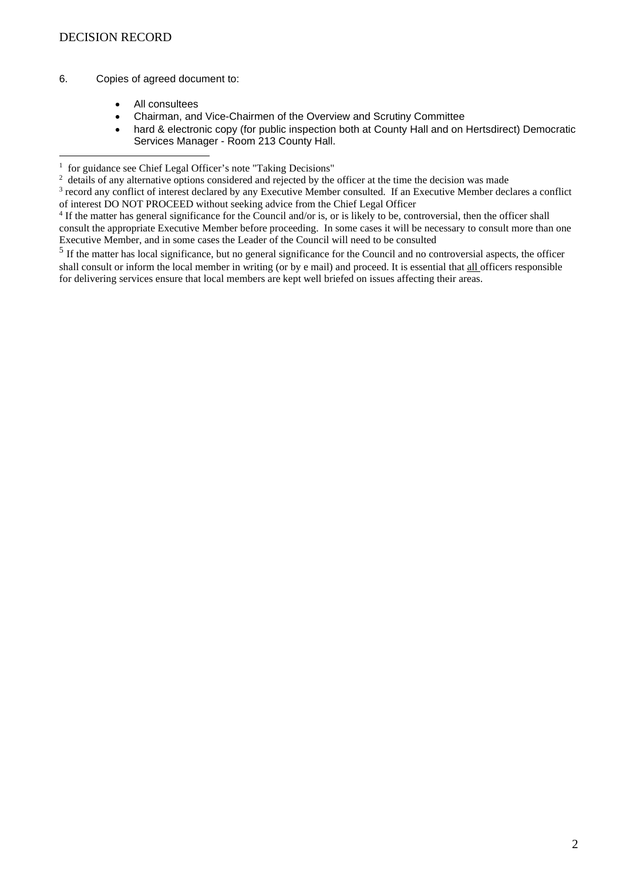6. Copies of agreed document to:

- All consultees
- Chairman, and Vice-Chairmen of the Overview and Scrutiny Committee
- hard & electronic copy (for public inspection both at County Hall and on Hertsdirect) Democratic Services Manager - Room 213 County Hall.

---

[1] for guidance see Chief Legal Officer's note "Taking Decisions"

[2] details of any alternative options considered and rejected by the officer at the time the decision was made

[3] record any conflict of interest declared by any Executive Member consulted. If an Executive Member declares a conflict of interest DO NOT PROCEED without seeking advice from the Chief Legal Officer

[4] If the matter has general significance for the Council and/or is, or is likely to be, controversial, then the officer shall consult the appropriate Executive Member before proceeding. In some cases it will be necessary to consult more than one Executive Member, and in some cases the Leader of the Council will need to be consulted

[5] If the matter has local significance, but no general significance for the Council and no controversial aspects, the officer shall consult or inform the local member in writing (or by e mail) and proceed. It is essential that all officers responsible for delivering services ensure that local members are kept well briefed on issues affecting their areas.